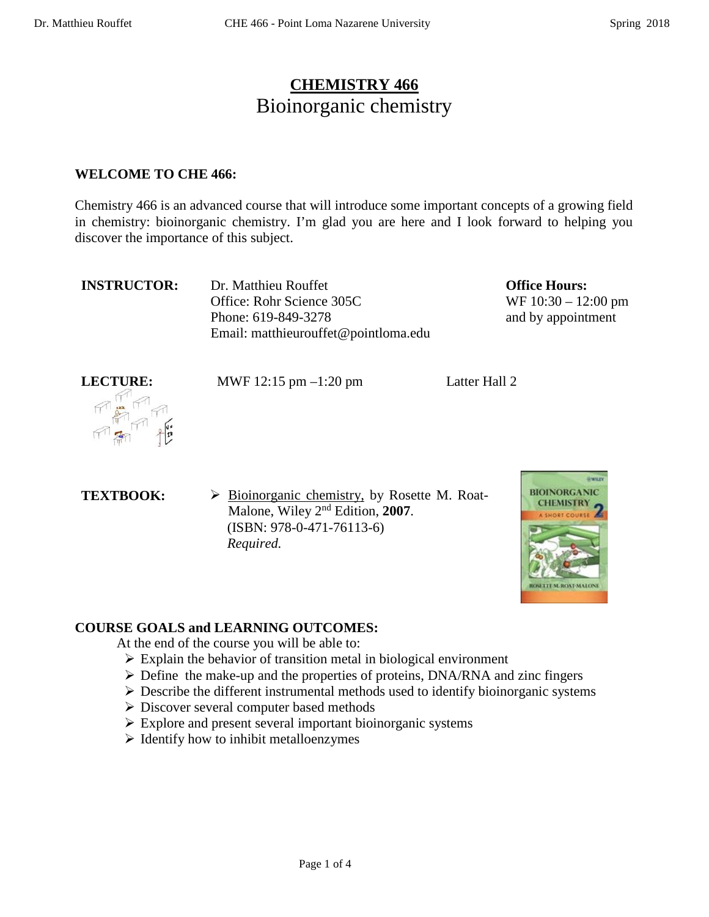# CHEMISTRY 466
## Bioinorganic chemistry

**WELCOME TO CHE 466:**

Chemistry 466 is an advanced course that will introduce some important concepts of a growing field in chemistry: bioinorganic chemistry. I'm glad you are here and I look forward to helping you discover the importance of this subject.

| | | |
|---|---|---|
| **INSTRUCTOR:** | Dr. Matthieu Rouffet<br>Office: Rohr Science 305C<br>Phone: 619-849-3278<br>Email: matthieurouffet@pointloma.edu | **Office Hours:**<br>WF 10:30 – 12:00 pm<br>and by appointment |

**LECTURE:** MWF 12:15 pm –1:20 pm Latter Hall 2

**TEXTBOOK:**

- Bioinorganic chemistry, by Rosette M. Roat-Malone, Wiley 2nd Edition, **2007**.
  (ISBN: 978-0-471-76113-6)
  *Required.*

**COURSE GOALS and LEARNING OUTCOMES:**

At the end of the course you will be able to:

- Explain the behavior of transition metal in biological environment
- Define the make-up and the properties of proteins, DNA/RNA and zinc fingers
- Describe the different instrumental methods used to identify bioinorganic systems
- Discover several computer based methods
- Explore and present several important bioinorganic systems
- Identify how to inhibit metalloenzymes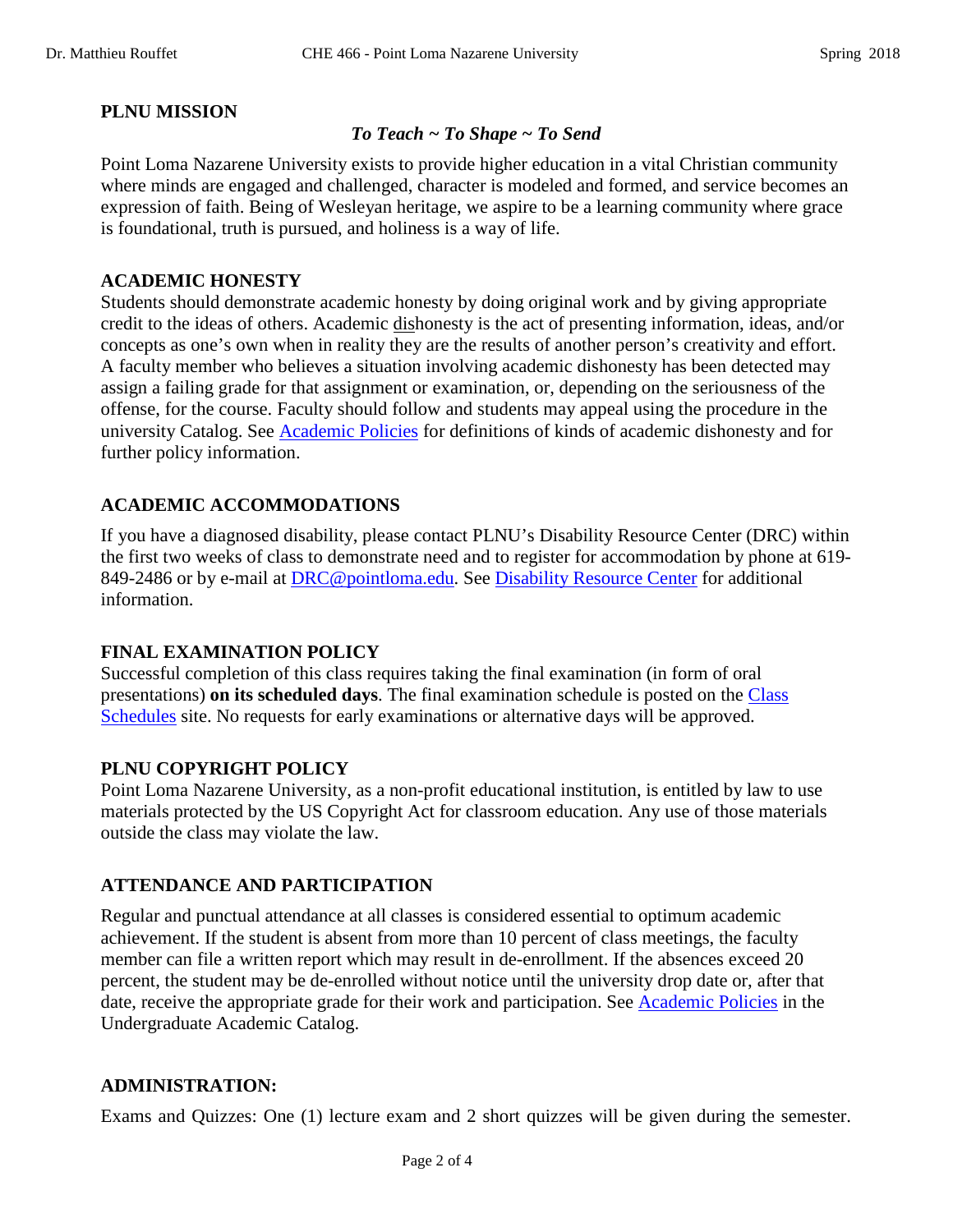## PLNU MISSION

*To Teach ~ To Shape ~ To Send*

Point Loma Nazarene University exists to provide higher education in a vital Christian community where minds are engaged and challenged, character is modeled and formed, and service becomes an expression of faith. Being of Wesleyan heritage, we aspire to be a learning community where grace is foundational, truth is pursued, and holiness is a way of life.

## ACADEMIC HONESTY

Students should demonstrate academic honesty by doing original work and by giving appropriate credit to the ideas of others. Academic dishonesty is the act of presenting information, ideas, and/or concepts as one's own when in reality they are the results of another person's creativity and effort. A faculty member who believes a situation involving academic dishonesty has been detected may assign a failing grade for that assignment or examination, or, depending on the seriousness of the offense, for the course. Faculty should follow and students may appeal using the procedure in the university Catalog. See Academic Policies for definitions of kinds of academic dishonesty and for further policy information.

## ACADEMIC ACCOMMODATIONS

If you have a diagnosed disability, please contact PLNU's Disability Resource Center (DRC) within the first two weeks of class to demonstrate need and to register for accommodation by phone at 619-849-2486 or by e-mail at DRC@pointloma.edu. See Disability Resource Center for additional information.

## FINAL EXAMINATION POLICY

Successful completion of this class requires taking the final examination (in form of oral presentations) **on its scheduled days**. The final examination schedule is posted on the Class Schedules site. No requests for early examinations or alternative days will be approved.

## PLNU COPYRIGHT POLICY

Point Loma Nazarene University, as a non-profit educational institution, is entitled by law to use materials protected by the US Copyright Act for classroom education. Any use of those materials outside the class may violate the law.

## ATTENDANCE AND PARTICIPATION

Regular and punctual attendance at all classes is considered essential to optimum academic achievement. If the student is absent from more than 10 percent of class meetings, the faculty member can file a written report which may result in de-enrollment. If the absences exceed 20 percent, the student may be de-enrolled without notice until the university drop date or, after that date, receive the appropriate grade for their work and participation. See Academic Policies in the Undergraduate Academic Catalog.

## ADMINISTRATION:

Exams and Quizzes: One (1) lecture exam and 2 short quizzes will be given during the semester.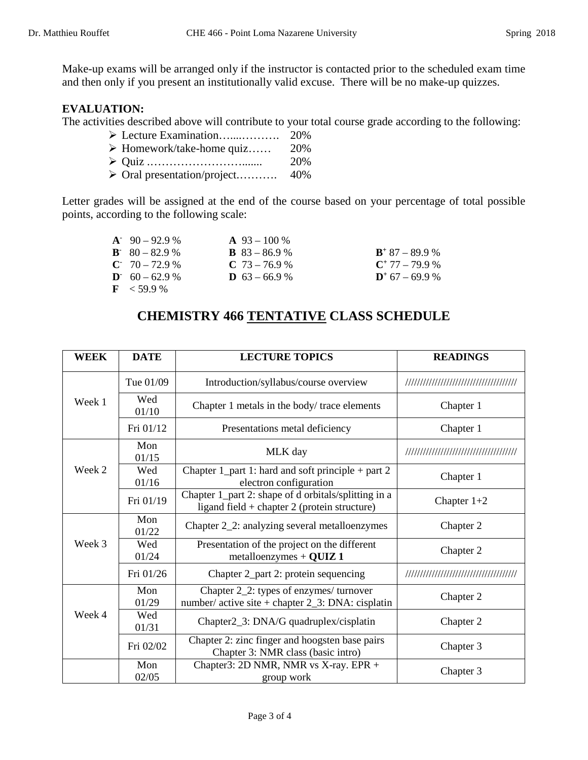Make-up exams will be arranged only if the instructor is contacted prior to the scheduled exam time and then only if you present an institutionally valid excuse. There will be no make-up quizzes.

**EVALUATION:**

The activities described above will contribute to your total course grade according to the following:

- Lecture Examination…....………. 20%
- Homework/take-home quiz…… 20%
- Quiz .……………………....... 20%
- Oral presentation/project.………. 40%

Letter grades will be assigned at the end of the course based on your percentage of total possible points, according to the following scale:

| | | |
|---|---|---|
| **A$^-$** 90 – 92.9 % | **A** 93 – 100 % | |
| **B$^-$** 80 – 82.9 % | **B** 83 – 86.9 % | **B$^+$** 87 – 89.9 % |
| **C$^-$** 70 – 72.9 % | **C** 73 – 76.9 % | **C$^+$** 77 – 79.9 % |
| **D$^-$** 60 – 62.9 % | **D** 63 – 66.9 % | **D$^+$** 67 – 69.9 % |
| **F** < 59.9 % | | |

## CHEMISTRY 466 TENTATIVE CLASS SCHEDULE

| WEEK | DATE | LECTURE TOPICS | READINGS |
|---|---|---|---|
| Week 1 | Tue 01/09 | Introduction/syllabus/course overview | //////////////////////////////////// |
| | Wed 01/10 | Chapter 1 metals in the body/ trace elements | Chapter 1 |
| | Fri 01/12 | Presentations metal deficiency | Chapter 1 |
| Week 2 | Mon 01/15 | MLK day | //////////////////////////////////// |
| | Wed 01/16 | Chapter 1_part 1: hard and soft principle + part 2 electron configuration | Chapter 1 |
| | Fri 01/19 | Chapter 1_part 2: shape of d orbitals/splitting in a ligand field + chapter 2 (protein structure) | Chapter 1+2 |
| Week 3 | Mon 01/22 | Chapter 2_2: analyzing several metalloenzymes | Chapter 2 |
| | Wed 01/24 | Presentation of the project on the different metalloenzymes + **QUIZ 1** | Chapter 2 |
| | Fri 01/26 | Chapter 2_part 2: protein sequencing | //////////////////////////////////// |
| Week 4 | Mon 01/29 | Chapter 2_2: types of enzymes/ turnover number/ active site + chapter 2_3: DNA: cisplatin | Chapter 2 |
| | Wed 01/31 | Chapter2_3: DNA/G quadruplex/cisplatin | Chapter 2 |
| | Fri 02/02 | Chapter 2: zinc finger and hoogsten base pairs Chapter 3: NMR class (basic intro) | Chapter 3 |
| | Mon 02/05 | Chapter3: 2D NMR, NMR vs X-ray. EPR + group work | Chapter 3 |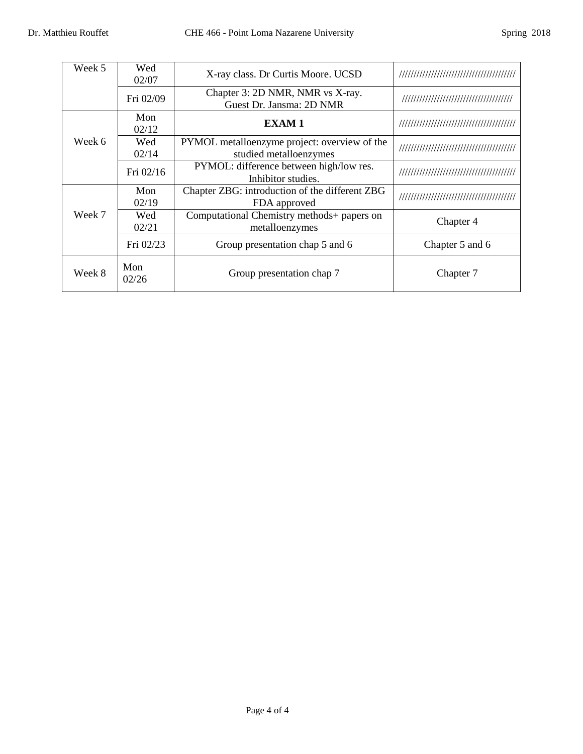| | | | |
|---|---|---|---|
| Week 5 | Wed 02/07 | X-ray class. Dr Curtis Moore. UCSD | //////////////////////////////////////// |
| | Fri 02/09 | Chapter 3: 2D NMR, NMR vs X-ray. Guest Dr. Jansma: 2D NMR | ////////////////////////////////////// |
| Week 6 | Mon 02/12 | **EXAM 1** | //////////////////////////////////////// |
| | Wed 02/14 | PYMOL metalloenzyme project: overview of the studied metalloenzymes | //////////////////////////////////////// |
| | Fri 02/16 | PYMOL: difference between high/low res. Inhibitor studies. | //////////////////////////////////////// |
| Week 7 | Mon 02/19 | Chapter ZBG: introduction of the different ZBG FDA approved | //////////////////////////////////////// |
| | Wed 02/21 | Computational Chemistry methods+ papers on metalloenzymes | Chapter 4 |
| | Fri 02/23 | Group presentation chap 5 and 6 | Chapter 5 and 6 |
| Week 8 | Mon 02/26 | Group presentation chap 7 | Chapter 7 |